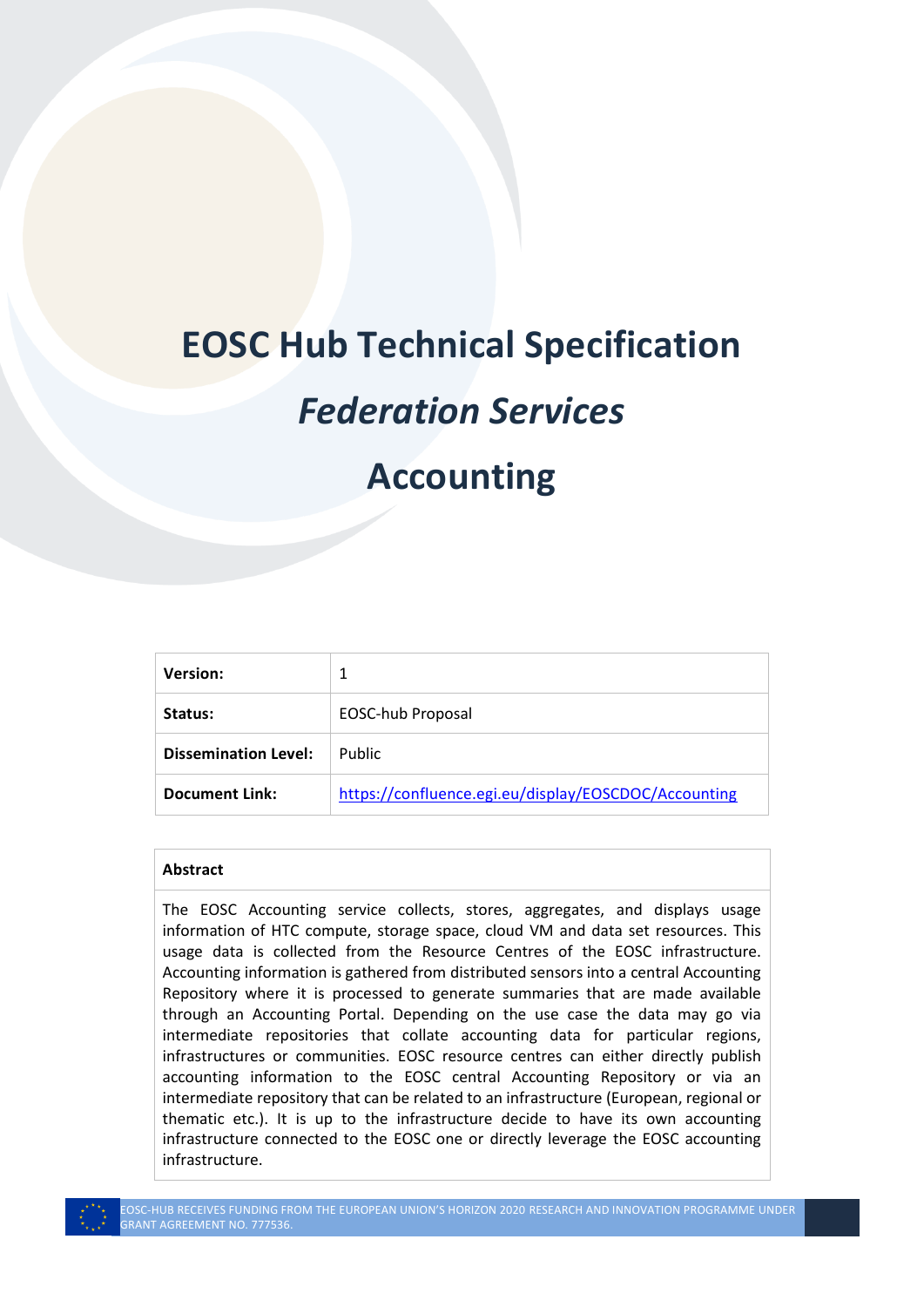# EOSC Hub Technical Specification

# *Federation Services*

# Accounting

| **Version:** | 1 |
| --- | --- |
| **Status:** | EOSC-hub Proposal |
| **Dissemination Level:** | Public |
| **Document Link:** | https://confluence.egi.eu/display/EOSCDOC/Accounting |

**Abstract**

The EOSC Accounting service collects, stores, aggregates, and displays usage information of HTC compute, storage space, cloud VM and data set resources. This usage data is collected from the Resource Centres of the EOSC infrastructure. Accounting information is gathered from distributed sensors into a central Accounting Repository where it is processed to generate summaries that are made available through an Accounting Portal. Depending on the use case the data may go via intermediate repositories that collate accounting data for particular regions, infrastructures or communities. EOSC resource centres can either directly publish accounting information to the EOSC central Accounting Repository or via an intermediate repository that can be related to an infrastructure (European, regional or thematic etc.). It is up to the infrastructure decide to have its own accounting infrastructure connected to the EOSC one or directly leverage the EOSC accounting infrastructure.

EOSC-HUB RECEIVES FUNDING FROM THE EUROPEAN UNION'S HORIZON 2020 RESEARCH AND INNOVATION PROGRAMME UNDER GRANT AGREEMENT NO. 777536.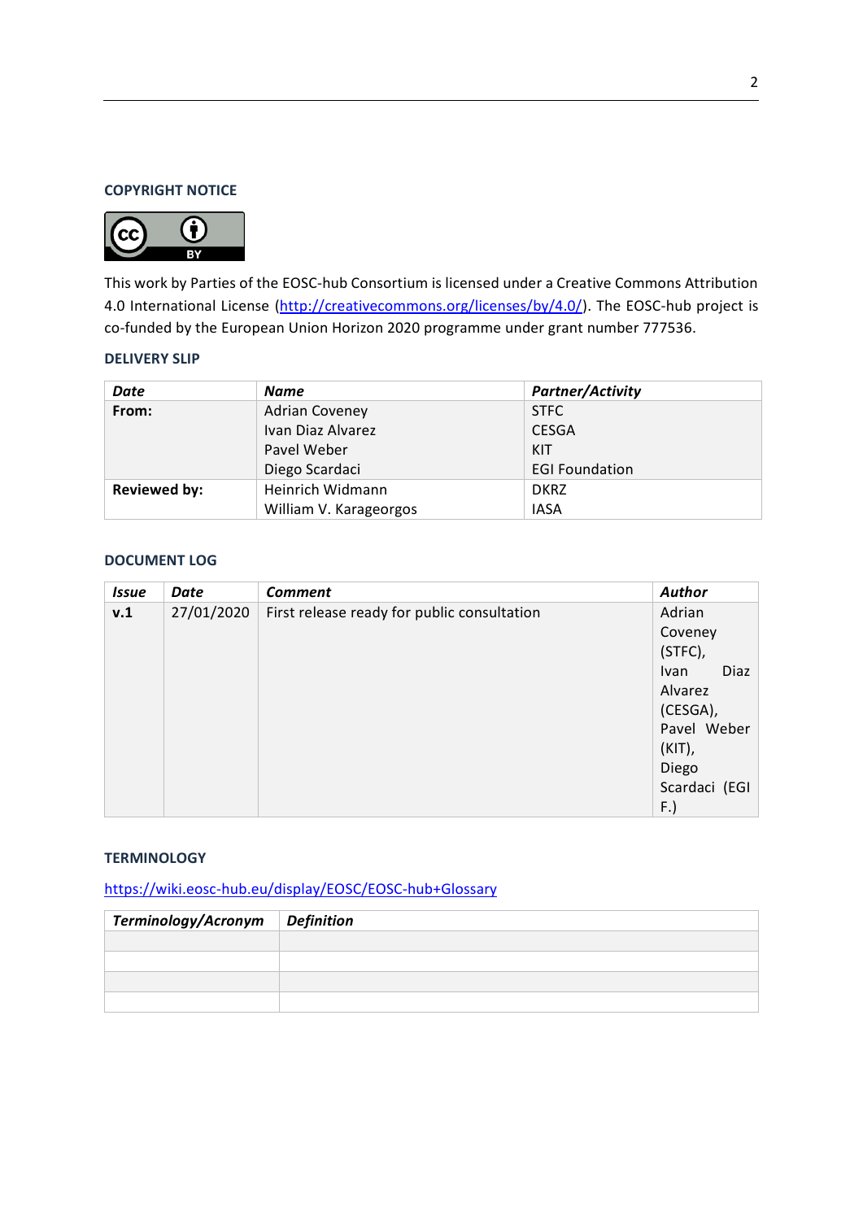### COPYRIGHT NOTICE

This work by Parties of the EOSC-hub Consortium is licensed under a Creative Commons Attribution 4.0 International License (http://creativecommons.org/licenses/by/4.0/). The EOSC-hub project is co-funded by the European Union Horizon 2020 programme under grant number 777536.

### DELIVERY SLIP

| *Date* | *Name* | *Partner/Activity* |
|---|---|---|
| **From:** | Adrian Coveney<br>Ivan Diaz Alvarez<br>Pavel Weber<br>Diego Scardaci | STFC<br>CESGA<br>KIT<br>EGI Foundation |
| **Reviewed by:** | Heinrich Widmann<br>William V. Karageorgos | DKRZ<br>IASA |

### DOCUMENT LOG

| *Issue* | *Date* | *Comment* | *Author* |
|---|---|---|---|
| **v.1** | 27/01/2020 | First release ready for public consultation | Adrian Coveney (STFC), Ivan Diaz Alvarez (CESGA), Pavel Weber (KIT), Diego Scardaci (EGI F.) |

### TERMINOLOGY

https://wiki.eosc-hub.eu/display/EOSC/EOSC-hub+Glossary

| *Terminology/Acronym* | *Definition* |
|---|---|
| | |
| | |
| | |
| | |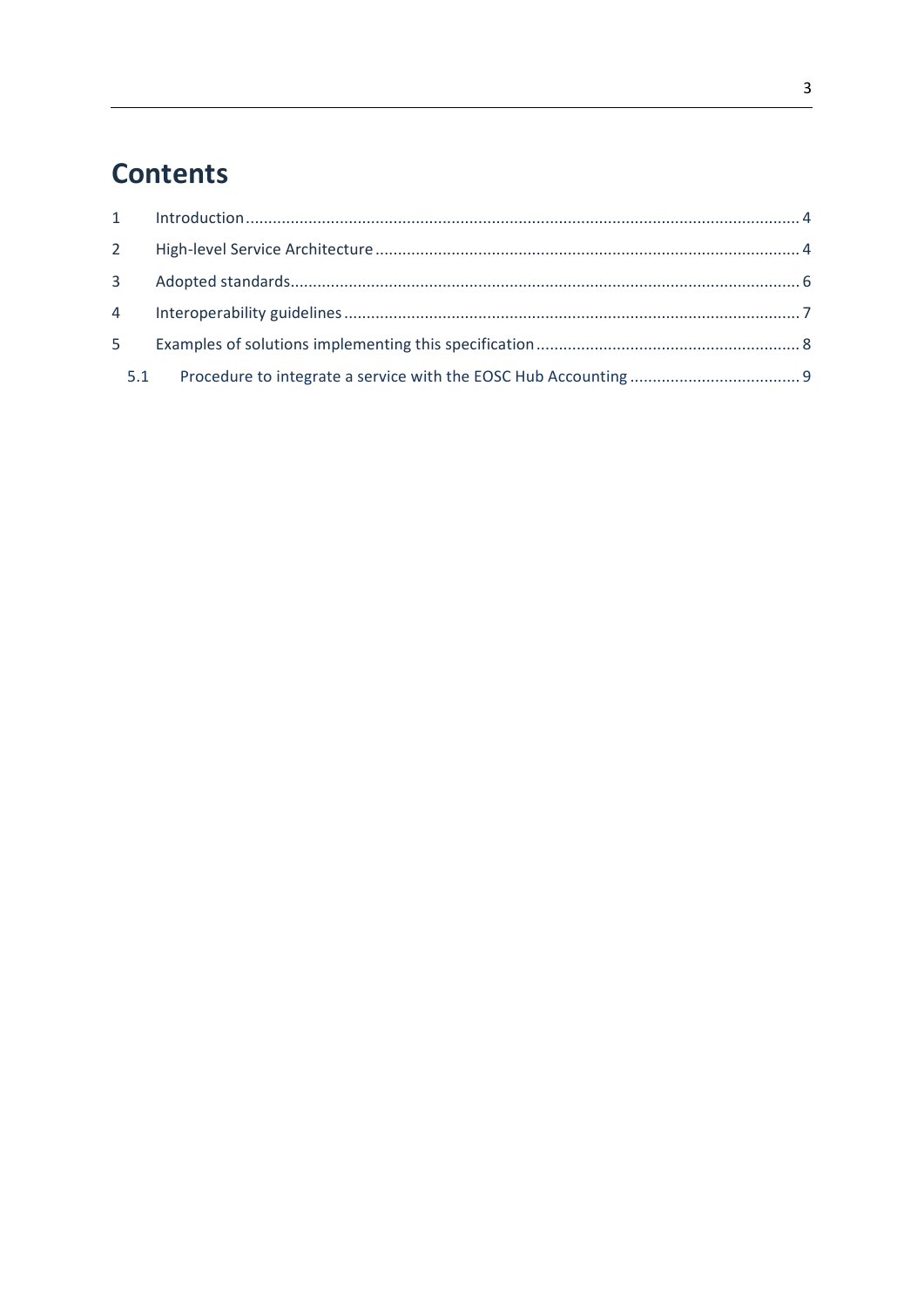# Contents

1 Introduction ........................................................................................................................... 4

2 High-level Service Architecture .............................................................................................. 4

3 Adopted standards................................................................................................................. 6

4 Interoperability guidelines ..................................................................................................... 7

5 Examples of solutions implementing this specification ........................................................... 8

  5.1 Procedure to integrate a service with the EOSC Hub Accounting ..................................... 9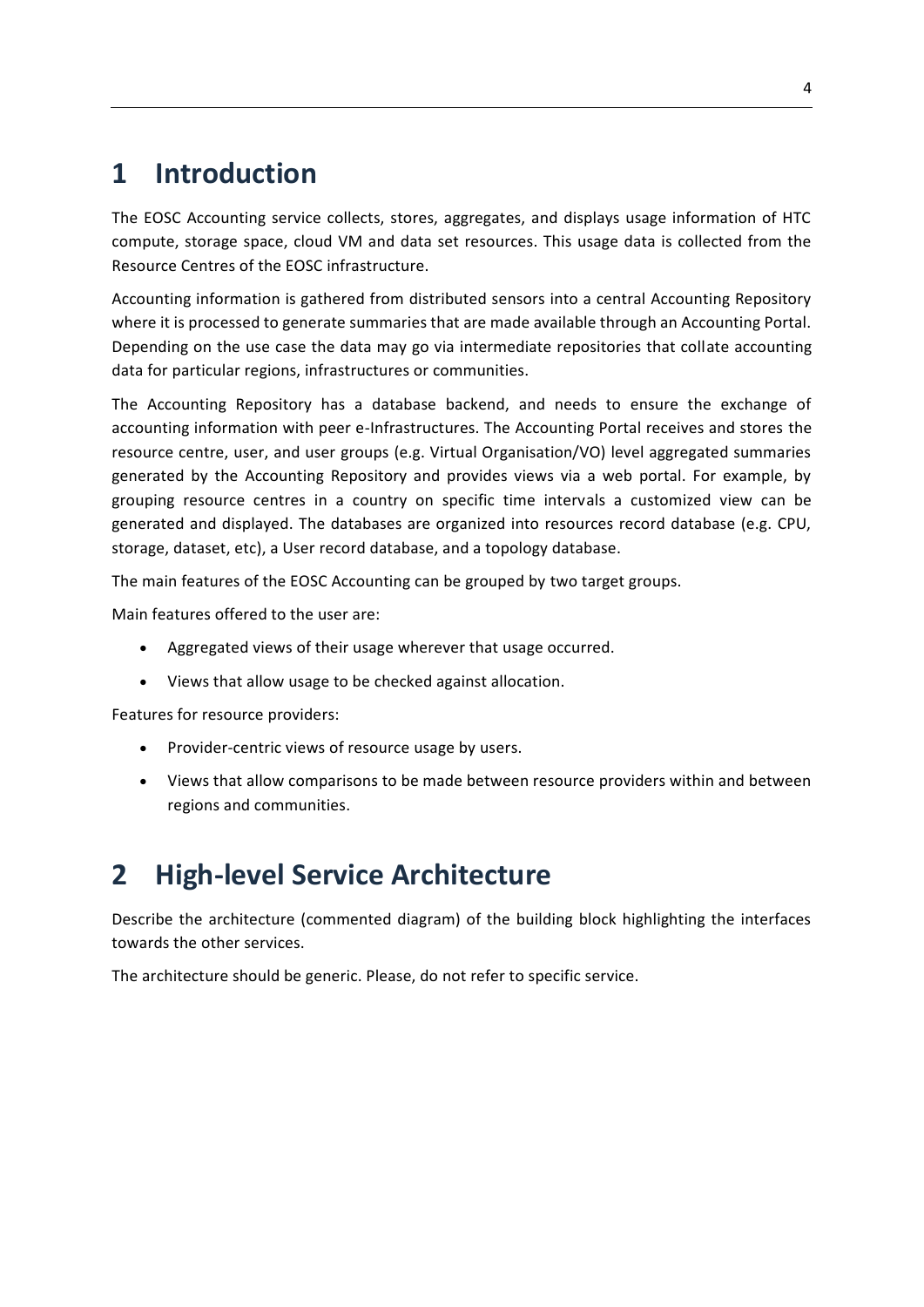# 1 Introduction

The EOSC Accounting service collects, stores, aggregates, and displays usage information of HTC compute, storage space, cloud VM and data set resources. This usage data is collected from the Resource Centres of the EOSC infrastructure.

Accounting information is gathered from distributed sensors into a central Accounting Repository where it is processed to generate summaries that are made available through an Accounting Portal. Depending on the use case the data may go via intermediate repositories that collate accounting data for particular regions, infrastructures or communities.

The Accounting Repository has a database backend, and needs to ensure the exchange of accounting information with peer e-Infrastructures. The Accounting Portal receives and stores the resource centre, user, and user groups (e.g. Virtual Organisation/VO) level aggregated summaries generated by the Accounting Repository and provides views via a web portal. For example, by grouping resource centres in a country on specific time intervals a customized view can be generated and displayed. The databases are organized into resources record database (e.g. CPU, storage, dataset, etc), a User record database, and a topology database.

The main features of the EOSC Accounting can be grouped by two target groups.

Main features offered to the user are:

- Aggregated views of their usage wherever that usage occurred.
- Views that allow usage to be checked against allocation.

Features for resource providers:

- Provider-centric views of resource usage by users.
- Views that allow comparisons to be made between resource providers within and between regions and communities.

# 2 High-level Service Architecture

Describe the architecture (commented diagram) of the building block highlighting the interfaces towards the other services.

The architecture should be generic. Please, do not refer to specific service.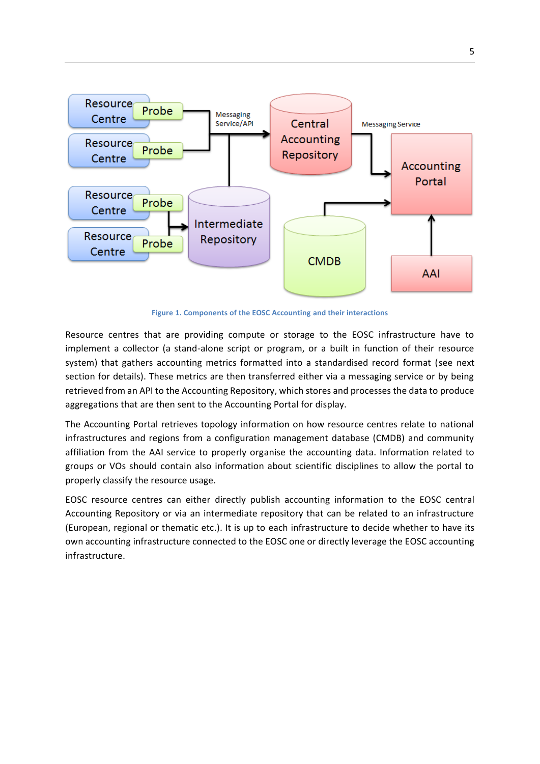Figure 1. Components of the EOSC Accounting and their interactions

Resource centres that are providing compute or storage to the EOSC infrastructure have to implement a collector (a stand-alone script or program, or a built in function of their resource system) that gathers accounting metrics formatted into a standardised record format (see next section for details). These metrics are then transferred either via a messaging service or by being retrieved from an API to the Accounting Repository, which stores and processes the data to produce aggregations that are then sent to the Accounting Portal for display.

The Accounting Portal retrieves topology information on how resource centres relate to national infrastructures and regions from a configuration management database (CMDB) and community affiliation from the AAI service to properly organise the accounting data. Information related to groups or VOs should contain also information about scientific disciplines to allow the portal to properly classify the resource usage.

EOSC resource centres can either directly publish accounting information to the EOSC central Accounting Repository or via an intermediate repository that can be related to an infrastructure (European, regional or thematic etc.). It is up to each infrastructure to decide whether to have its own accounting infrastructure connected to the EOSC one or directly leverage the EOSC accounting infrastructure.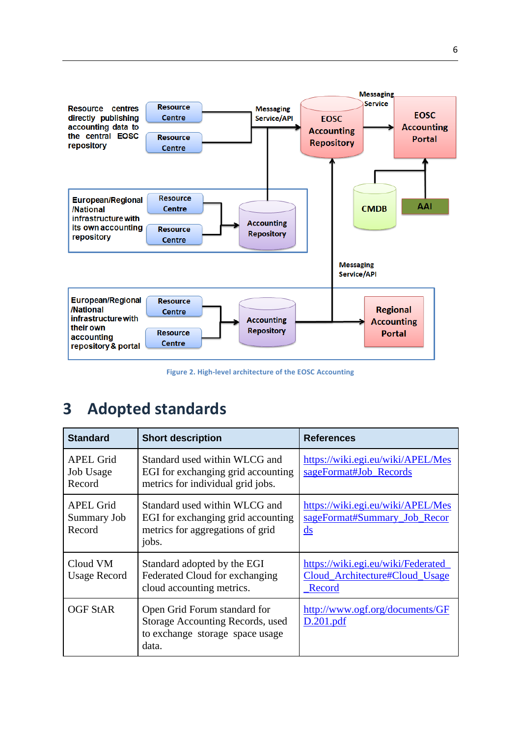Figure 2. High-level architecture of the EOSC Accounting

# 3 Adopted standards

| Standard | Short description | References |
|---|---|---|
| APEL Grid Job Usage Record | Standard used within WLCG and EGI for exchanging grid accounting metrics for individual grid jobs. | https://wiki.egi.eu/wiki/APEL/MessageFormat#Job_Records |
| APEL Grid Summary Job Record | Standard used within WLCG and EGI for exchanging grid accounting metrics for aggregations of grid jobs. | https://wiki.egi.eu/wiki/APEL/MessageFormat#Summary_Job_Records |
| Cloud VM Usage Record | Standard adopted by the EGI Federated Cloud for exchanging cloud accounting metrics. | https://wiki.egi.eu/wiki/Federated_Cloud_Architecture#Cloud_Usage_Record |
| OGF StAR | Open Grid Forum standard for Storage Accounting Records, used to exchange storage space usage data. | http://www.ogf.org/documents/GFD.201.pdf |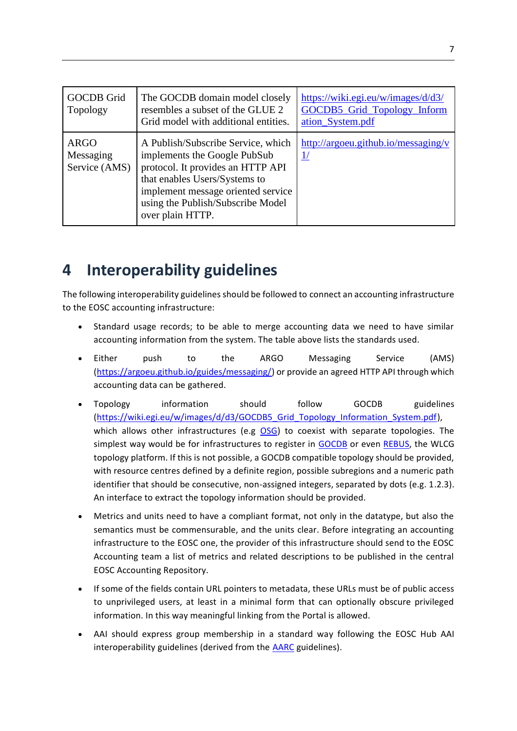| GOCDB Grid Topology | The GOCDB domain model closely resembles a subset of the GLUE 2 Grid model with additional entities. | https://wiki.egi.eu/w/images/d/d3/GOCDB5_Grid_Topology_Information_System.pdf |
|---|---|---|
| ARGO Messaging Service (AMS) | A Publish/Subscribe Service, which implements the Google PubSub protocol. It provides an HTTP API that enables Users/Systems to implement message oriented service using the Publish/Subscribe Model over plain HTTP. | http://argoeu.github.io/messaging/v1/ |

# 4 Interoperability guidelines

The following interoperability guidelines should be followed to connect an accounting infrastructure to the EOSC accounting infrastructure:

- Standard usage records; to be able to merge accounting data we need to have similar accounting information from the system. The table above lists the standards used.
- Either push to the ARGO Messaging Service (AMS) (https://argoeu.github.io/guides/messaging/) or provide an agreed HTTP API through which accounting data can be gathered.
- Topology information should follow GOCDB guidelines (https://wiki.egi.eu/w/images/d/d3/GOCDB5_Grid_Topology_Information_System.pdf), which allows other infrastructures (e.g OSG) to coexist with separate topologies. The simplest way would be for infrastructures to register in GOCDB or even REBUS, the WLCG topology platform. If this is not possible, a GOCDB compatible topology should be provided, with resource centres defined by a definite region, possible subregions and a numeric path identifier that should be consecutive, non-assigned integers, separated by dots (e.g. 1.2.3). An interface to extract the topology information should be provided.
- Metrics and units need to have a compliant format, not only in the datatype, but also the semantics must be commensurable, and the units clear. Before integrating an accounting infrastructure to the EOSC one, the provider of this infrastructure should send to the EOSC Accounting team a list of metrics and related descriptions to be published in the central EOSC Accounting Repository.
- If some of the fields contain URL pointers to metadata, these URLs must be of public access to unprivileged users, at least in a minimal form that can optionally obscure privileged information. In this way meaningful linking from the Portal is allowed.
- AAI should express group membership in a standard way following the EOSC Hub AAI interoperability guidelines (derived from the AARC guidelines).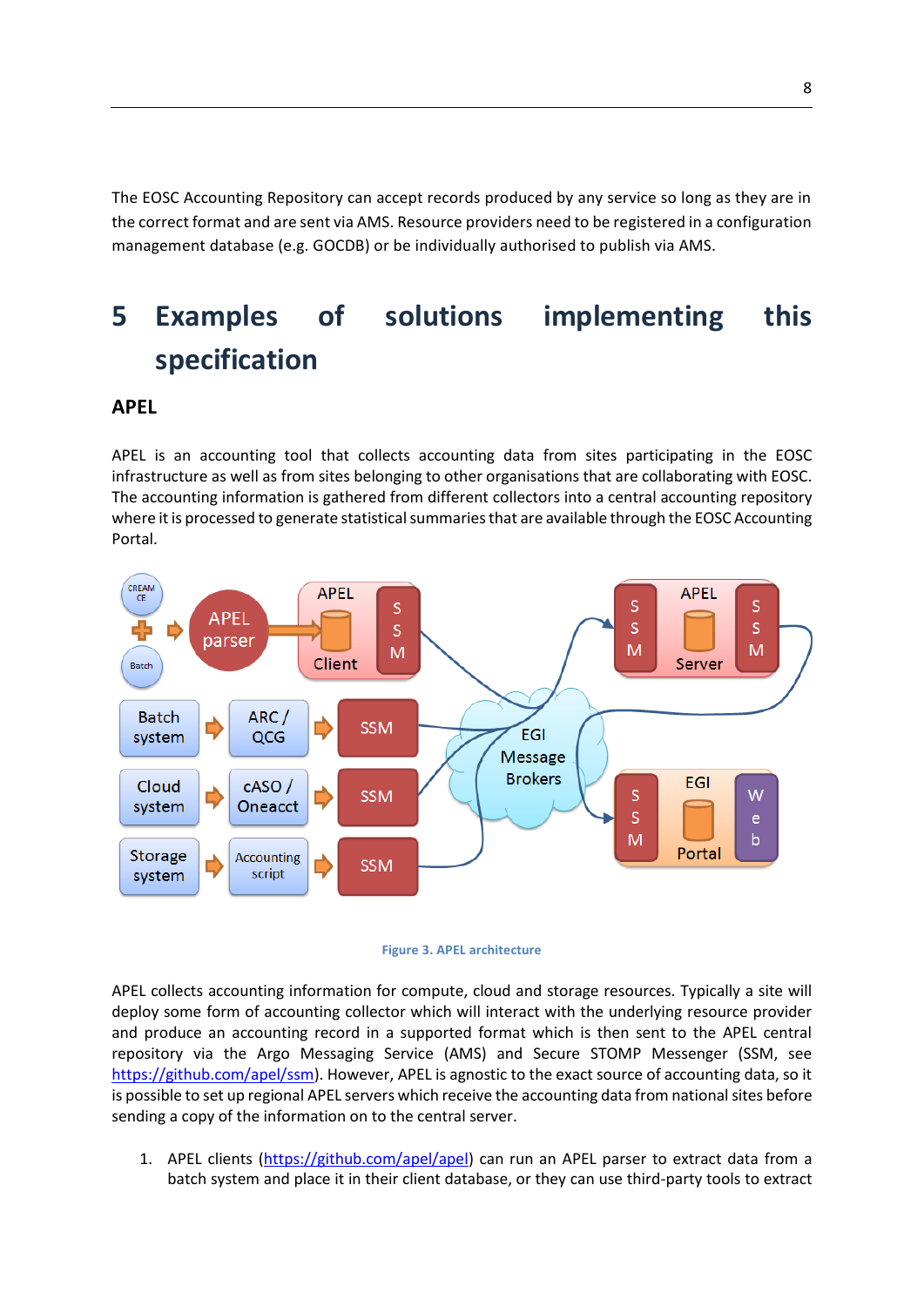The EOSC Accounting Repository can accept records produced by any service so long as they are in the correct format and are sent via AMS. Resource providers need to be registered in a configuration management database (e.g. GOCDB) or be individually authorised to publish via AMS.

# 5 Examples of solutions implementing this specification

## APEL

APEL is an accounting tool that collects accounting data from sites participating in the EOSC infrastructure as well as from sites belonging to other organisations that are collaborating with EOSC. The accounting information is gathered from different collectors into a central accounting repository where it is processed to generate statistical summaries that are available through the EOSC Accounting Portal.

Figure 3. APEL architecture

APEL collects accounting information for compute, cloud and storage resources. Typically a site will deploy some form of accounting collector which will interact with the underlying resource provider and produce an accounting record in a supported format which is then sent to the APEL central repository via the Argo Messaging Service (AMS) and Secure STOMP Messenger (SSM, see https://github.com/apel/ssm). However, APEL is agnostic to the exact source of accounting data, so it is possible to set up regional APEL servers which receive the accounting data from national sites before sending a copy of the information on to the central server.

1. APEL clients (https://github.com/apel/apel) can run an APEL parser to extract data from a batch system and place it in their client database, or they can use third-party tools to extract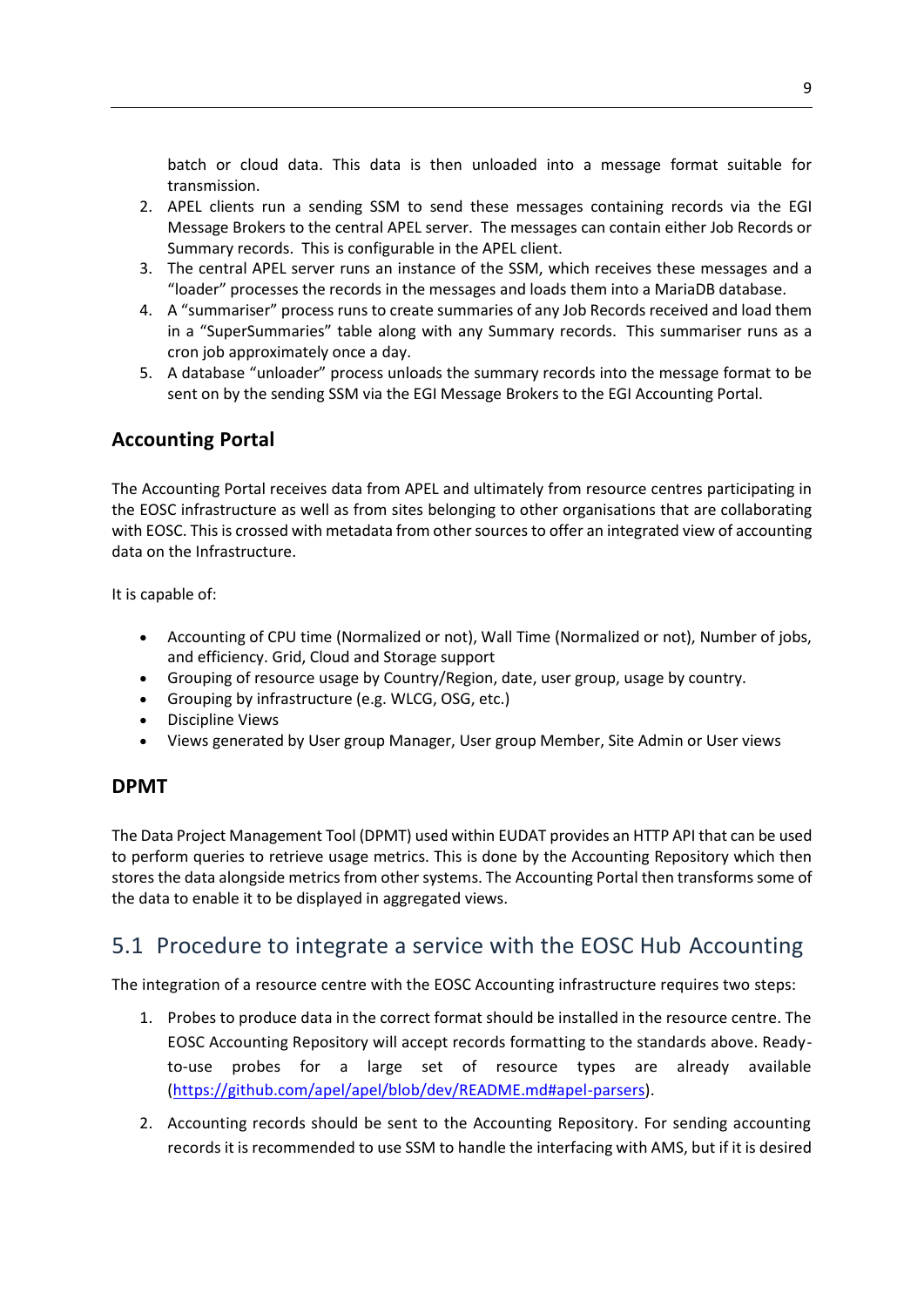batch or cloud data. This data is then unloaded into a message format suitable for transmission.

2. APEL clients run a sending SSM to send these messages containing records via the EGI Message Brokers to the central APEL server. The messages can contain either Job Records or Summary records. This is configurable in the APEL client.
3. The central APEL server runs an instance of the SSM, which receives these messages and a "loader" processes the records in the messages and loads them into a MariaDB database.
4. A "summariser" process runs to create summaries of any Job Records received and load them in a "SuperSummaries" table along with any Summary records. This summariser runs as a cron job approximately once a day.
5. A database "unloader" process unloads the summary records into the message format to be sent on by the sending SSM via the EGI Message Brokers to the EGI Accounting Portal.

### Accounting Portal

The Accounting Portal receives data from APEL and ultimately from resource centres participating in the EOSC infrastructure as well as from sites belonging to other organisations that are collaborating with EOSC. This is crossed with metadata from other sources to offer an integrated view of accounting data on the Infrastructure.

It is capable of:

- Accounting of CPU time (Normalized or not), Wall Time (Normalized or not), Number of jobs, and efficiency. Grid, Cloud and Storage support
- Grouping of resource usage by Country/Region, date, user group, usage by country.
- Grouping by infrastructure (e.g. WLCG, OSG, etc.)
- Discipline Views
- Views generated by User group Manager, User group Member, Site Admin or User views

### DPMT

The Data Project Management Tool (DPMT) used within EUDAT provides an HTTP API that can be used to perform queries to retrieve usage metrics. This is done by the Accounting Repository which then stores the data alongside metrics from other systems. The Accounting Portal then transforms some of the data to enable it to be displayed in aggregated views.

## 5.1 Procedure to integrate a service with the EOSC Hub Accounting

The integration of a resource centre with the EOSC Accounting infrastructure requires two steps:

1. Probes to produce data in the correct format should be installed in the resource centre. The EOSC Accounting Repository will accept records formatting to the standards above. Ready-to-use probes for a large set of resource types are already available (https://github.com/apel/apel/blob/dev/README.md#apel-parsers).
2. Accounting records should be sent to the Accounting Repository. For sending accounting records it is recommended to use SSM to handle the interfacing with AMS, but if it is desired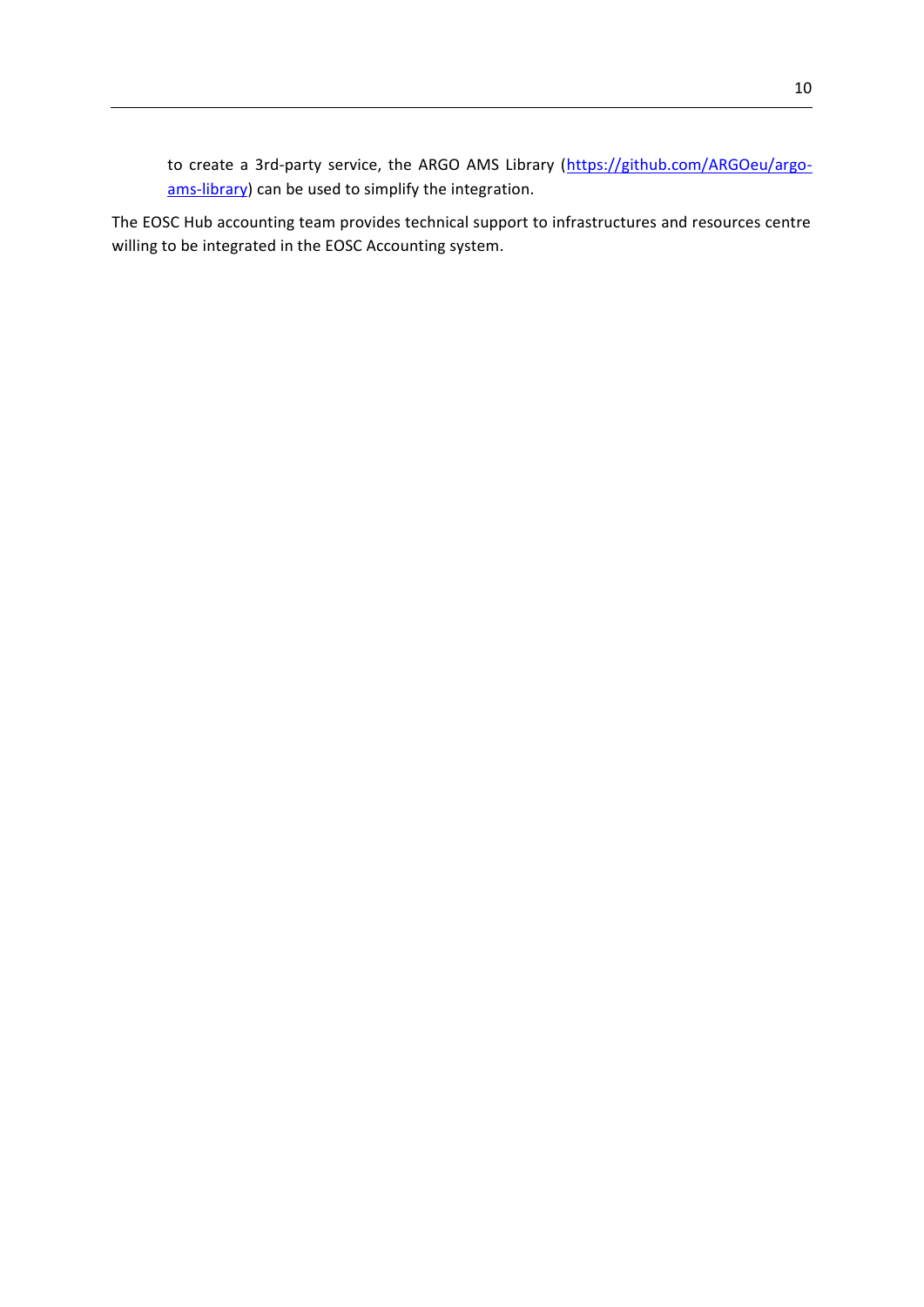to create a 3rd-party service, the ARGO AMS Library ([https://github.com/ARGOeu/argo-ams-library](https://github.com/ARGOeu/argo-ams-library)) can be used to simplify the integration.

The EOSC Hub accounting team provides technical support to infrastructures and resources centre willing to be integrated in the EOSC Accounting system.